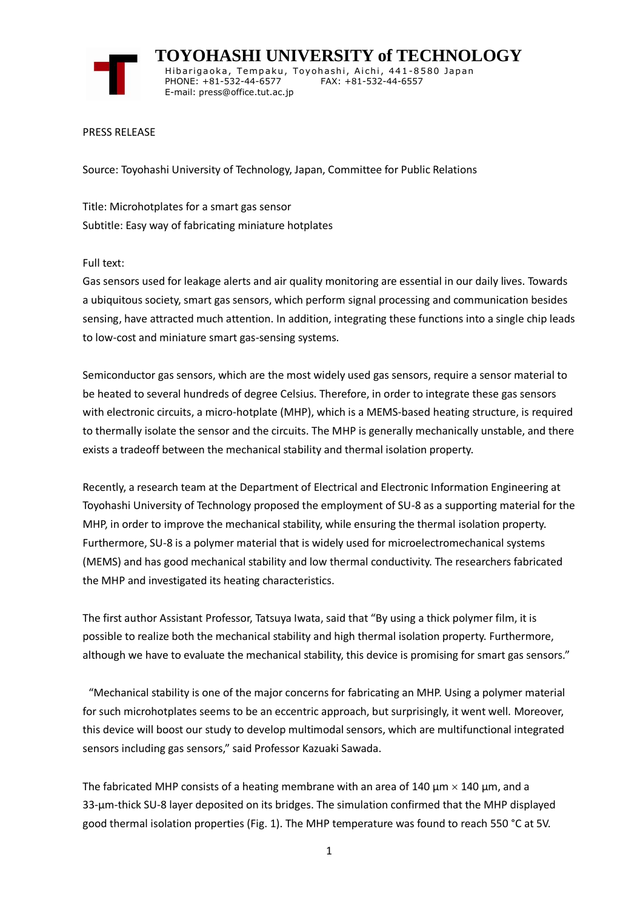# TOYOHASHI UNIVERSITY of TECHNOLOGY

Hibarigaoka, Tempaku, Toyohashi, Aichi, 441-8580 Japan
PHONE: +81-532-44-6577 FAX: +81-532-44-6557
E-mail: press@office.tut.ac.jp

PRESS RELEASE

Source: Toyohashi University of Technology, Japan, Committee for Public Relations

Title: Microhotplates for a smart gas sensor
Subtitle: Easy way of fabricating miniature hotplates

Full text:
Gas sensors used for leakage alerts and air quality monitoring are essential in our daily lives. Towards a ubiquitous society, smart gas sensors, which perform signal processing and communication besides sensing, have attracted much attention. In addition, integrating these functions into a single chip leads to low-cost and miniature smart gas-sensing systems.

Semiconductor gas sensors, which are the most widely used gas sensors, require a sensor material to be heated to several hundreds of degree Celsius. Therefore, in order to integrate these gas sensors with electronic circuits, a micro-hotplate (MHP), which is a MEMS-based heating structure, is required to thermally isolate the sensor and the circuits. The MHP is generally mechanically unstable, and there exists a tradeoff between the mechanical stability and thermal isolation property.

Recently, a research team at the Department of Electrical and Electronic Information Engineering at Toyohashi University of Technology proposed the employment of SU-8 as a supporting material for the MHP, in order to improve the mechanical stability, while ensuring the thermal isolation property. Furthermore, SU-8 is a polymer material that is widely used for microelectromechanical systems (MEMS) and has good mechanical stability and low thermal conductivity. The researchers fabricated the MHP and investigated its heating characteristics.

The first author Assistant Professor, Tatsuya Iwata, said that "By using a thick polymer film, it is possible to realize both the mechanical stability and high thermal isolation property. Furthermore, although we have to evaluate the mechanical stability, this device is promising for smart gas sensors."

"Mechanical stability is one of the major concerns for fabricating an MHP. Using a polymer material for such microhotplates seems to be an eccentric approach, but surprisingly, it went well. Moreover, this device will boost our study to develop multimodal sensors, which are multifunctional integrated sensors including gas sensors," said Professor Kazuaki Sawada.

The fabricated MHP consists of a heating membrane with an area of 140 µm $\times$ 140 µm, and a 33-µm-thick SU-8 layer deposited on its bridges. The simulation confirmed that the MHP displayed good thermal isolation properties (Fig. 1). The MHP temperature was found to reach 550 °C at 5V.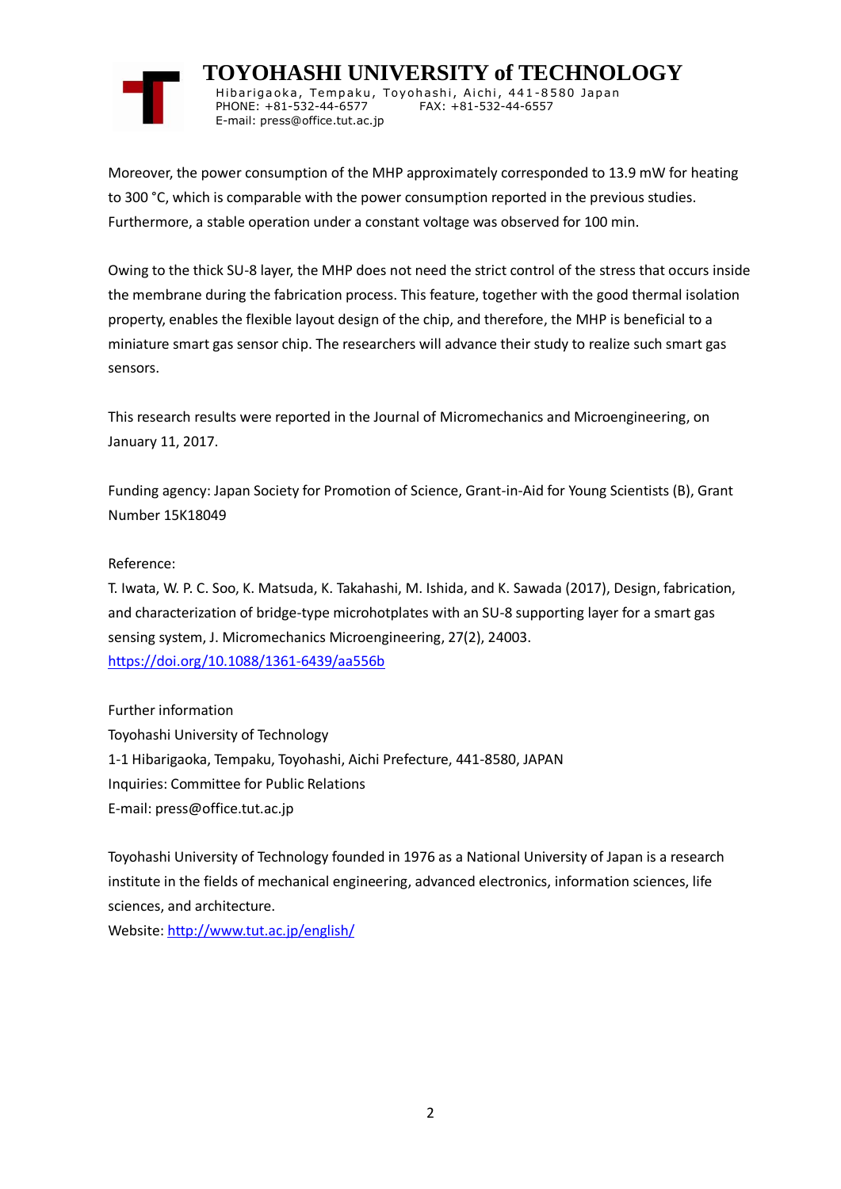Moreover, the power consumption of the MHP approximately corresponded to 13.9 mW for heating to 300 °C, which is comparable with the power consumption reported in the previous studies. Furthermore, a stable operation under a constant voltage was observed for 100 min.

Owing to the thick SU-8 layer, the MHP does not need the strict control of the stress that occurs inside the membrane during the fabrication process. This feature, together with the good thermal isolation property, enables the flexible layout design of the chip, and therefore, the MHP is beneficial to a miniature smart gas sensor chip. The researchers will advance their study to realize such smart gas sensors.

This research results were reported in the Journal of Micromechanics and Microengineering, on January 11, 2017.

Funding agency: Japan Society for Promotion of Science, Grant-in-Aid for Young Scientists (B), Grant Number 15K18049

Reference:
T. Iwata, W. P. C. Soo, K. Matsuda, K. Takahashi, M. Ishida, and K. Sawada (2017), Design, fabrication, and characterization of bridge-type microhotplates with an SU-8 supporting layer for a smart gas sensing system, J. Micromechanics Microengineering, 27(2), 24003.
https://doi.org/10.1088/1361-6439/aa556b

Further information
Toyohashi University of Technology
1-1 Hibarigaoka, Tempaku, Toyohashi, Aichi Prefecture, 441-8580, JAPAN
Inquiries: Committee for Public Relations
E-mail: press@office.tut.ac.jp

Toyohashi University of Technology founded in 1976 as a National University of Japan is a research institute in the fields of mechanical engineering, advanced electronics, information sciences, life sciences, and architecture.
Website: http://www.tut.ac.jp/english/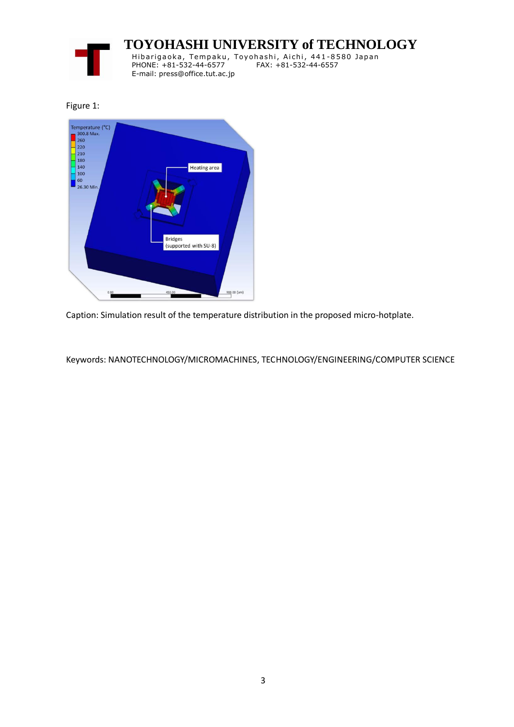# TOYOHASHI UNIVERSITY of TECHNOLOGY

Hibarigaoka, Tempaku, Toyohashi, Aichi, 441-8580 Japan
PHONE: +81-532-44-6577    FAX: +81-532-44-6557
E-mail: press@office.tut.ac.jp

Figure 1:

Temperature (℃)
300.8 Max.
260
220
210
180
140
100
60
26.30 Min.

Heating area

Bridges
(supported with SU-8)

0.00
450.00
900.00 (um)

Caption: Simulation result of the temperature distribution in the proposed micro-hotplate.

Keywords: NANOTECHNOLOGY/MICROMACHINES, TECHNOLOGY/ENGINEERING/COMPUTER SCIENCE